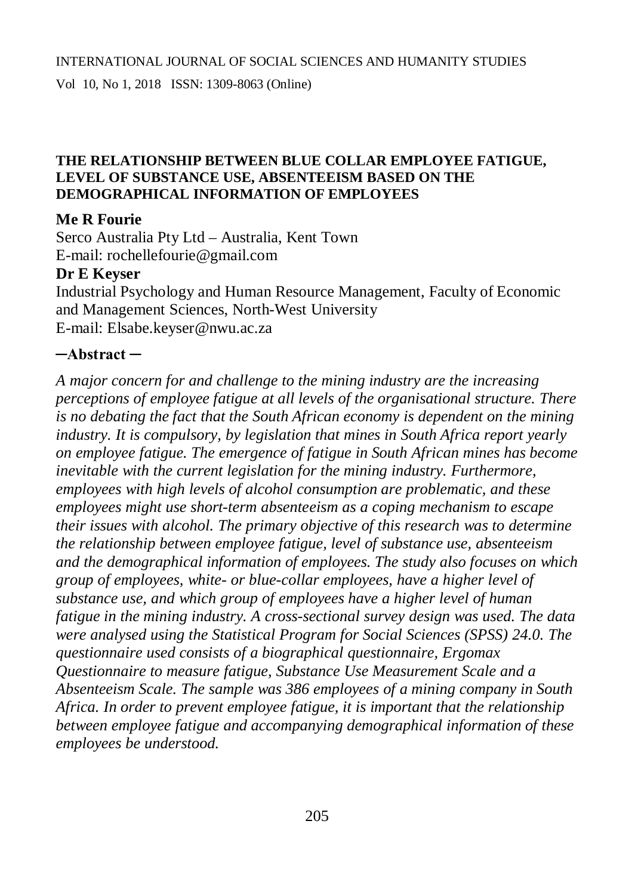# THE RELATIONSHIP BETWEEN BLUE COLLAR EMPLOYEE FATIGUE, LEVEL OF SUBSTANCE USE, ABSENTEEISM BASED ON THE DEMOGRAPHICAL INFORMATION OF EMPLOYEES

**Me R Fourie**

Serco Australia Pty Ltd – Australia, Kent Town

E-mail: rochellefourie@gmail.com

**Dr E Keyser**

Industrial Psychology and Human Resource Management, Faculty of Economic and Management Sciences, North-West University

E-mail: Elsabe.keyser@nwu.ac.za

## ─Abstract ─

*A major concern for and challenge to the mining industry are the increasing perceptions of employee fatigue at all levels of the organisational structure. There is no debating the fact that the South African economy is dependent on the mining industry. It is compulsory, by legislation that mines in South Africa report yearly on employee fatigue. The emergence of fatigue in South African mines has become inevitable with the current legislation for the mining industry. Furthermore, employees with high levels of alcohol consumption are problematic, and these employees might use short-term absenteeism as a coping mechanism to escape their issues with alcohol. The primary objective of this research was to determine the relationship between employee fatigue, level of substance use, absenteeism and the demographical information of employees. The study also focuses on which group of employees, white- or blue-collar employees, have a higher level of substance use, and which group of employees have a higher level of human fatigue in the mining industry. A cross-sectional survey design was used. The data were analysed using the Statistical Program for Social Sciences (SPSS) 24.0. The questionnaire used consists of a biographical questionnaire, Ergomax Questionnaire to measure fatigue, Substance Use Measurement Scale and a Absenteeism Scale. The sample was 386 employees of a mining company in South Africa. In order to prevent employee fatigue, it is important that the relationship between employee fatigue and accompanying demographical information of these employees be understood.*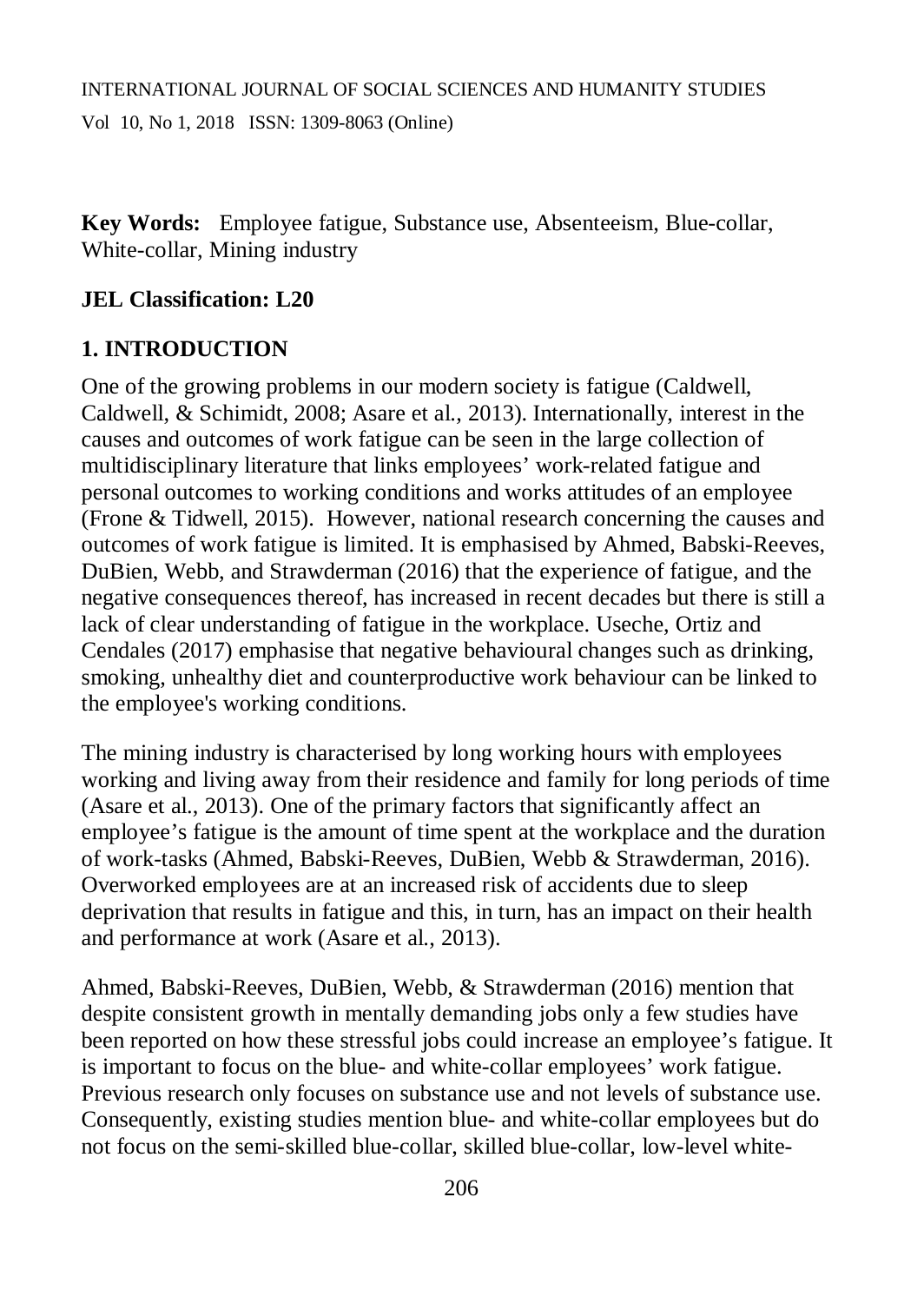**Key Words:** Employee fatigue, Substance use, Absenteeism, Blue-collar, White-collar, Mining industry

**JEL Classification: L20**

## 1. INTRODUCTION

One of the growing problems in our modern society is fatigue (Caldwell, Caldwell, & Schimidt, 2008; Asare et al., 2013). Internationally, interest in the causes and outcomes of work fatigue can be seen in the large collection of multidisciplinary literature that links employees' work-related fatigue and personal outcomes to working conditions and works attitudes of an employee (Frone & Tidwell, 2015). However, national research concerning the causes and outcomes of work fatigue is limited. It is emphasised by Ahmed, Babski-Reeves, DuBien, Webb, and Strawderman (2016) that the experience of fatigue, and the negative consequences thereof, has increased in recent decades but there is still a lack of clear understanding of fatigue in the workplace. Useche, Ortiz and Cendales (2017) emphasise that negative behavioural changes such as drinking, smoking, unhealthy diet and counterproductive work behaviour can be linked to the employee's working conditions.

The mining industry is characterised by long working hours with employees working and living away from their residence and family for long periods of time (Asare et al., 2013). One of the primary factors that significantly affect an employee's fatigue is the amount of time spent at the workplace and the duration of work-tasks (Ahmed, Babski-Reeves, DuBien, Webb & Strawderman, 2016). Overworked employees are at an increased risk of accidents due to sleep deprivation that results in fatigue and this, in turn, has an impact on their health and performance at work (Asare et al., 2013).

Ahmed, Babski-Reeves, DuBien, Webb, & Strawderman (2016) mention that despite consistent growth in mentally demanding jobs only a few studies have been reported on how these stressful jobs could increase an employee's fatigue. It is important to focus on the blue- and white-collar employees' work fatigue. Previous research only focuses on substance use and not levels of substance use. Consequently, existing studies mention blue- and white-collar employees but do not focus on the semi-skilled blue-collar, skilled blue-collar, low-level white-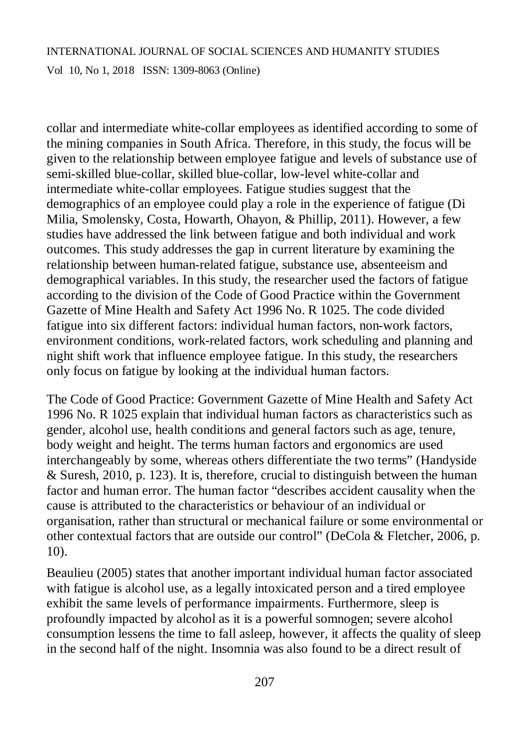collar and intermediate white-collar employees as identified according to some of the mining companies in South Africa. Therefore, in this study, the focus will be given to the relationship between employee fatigue and levels of substance use of semi-skilled blue-collar, skilled blue-collar, low-level white-collar and intermediate white-collar employees. Fatigue studies suggest that the demographics of an employee could play a role in the experience of fatigue (Di Milia, Smolensky, Costa, Howarth, Ohayon, & Phillip, 2011). However, a few studies have addressed the link between fatigue and both individual and work outcomes. This study addresses the gap in current literature by examining the relationship between human-related fatigue, substance use, absenteeism and demographical variables. In this study, the researcher used the factors of fatigue according to the division of the Code of Good Practice within the Government Gazette of Mine Health and Safety Act 1996 No. R 1025. The code divided fatigue into six different factors: individual human factors, non-work factors, environment conditions, work-related factors, work scheduling and planning and night shift work that influence employee fatigue. In this study, the researchers only focus on fatigue by looking at the individual human factors.

The Code of Good Practice: Government Gazette of Mine Health and Safety Act 1996 No. R 1025 explain that individual human factors as characteristics such as gender, alcohol use, health conditions and general factors such as age, tenure, body weight and height. The terms human factors and ergonomics are used interchangeably by some, whereas others differentiate the two terms" (Handyside & Suresh, 2010, p. 123). It is, therefore, crucial to distinguish between the human factor and human error. The human factor "describes accident causality when the cause is attributed to the characteristics or behaviour of an individual or organisation, rather than structural or mechanical failure or some environmental or other contextual factors that are outside our control" (DeCola & Fletcher, 2006, p. 10).

Beaulieu (2005) states that another important individual human factor associated with fatigue is alcohol use, as a legally intoxicated person and a tired employee exhibit the same levels of performance impairments. Furthermore, sleep is profoundly impacted by alcohol as it is a powerful somnogen; severe alcohol consumption lessens the time to fall asleep, however, it affects the quality of sleep in the second half of the night. Insomnia was also found to be a direct result of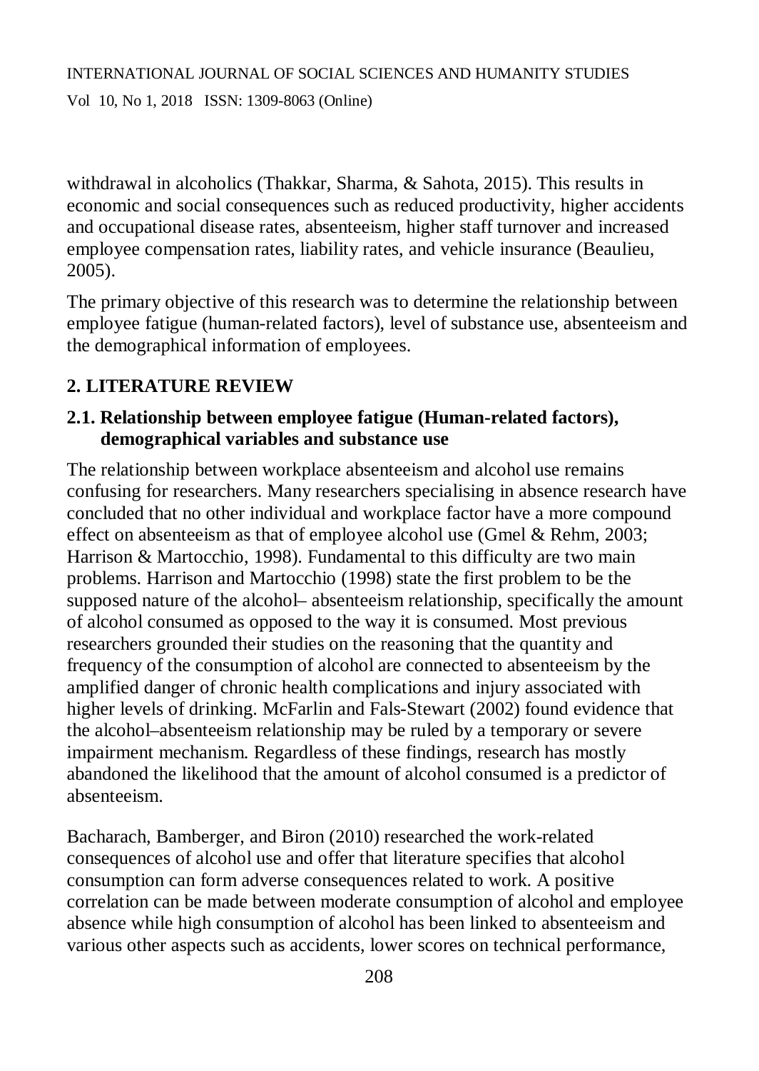withdrawal in alcoholics (Thakkar, Sharma, & Sahota, 2015). This results in economic and social consequences such as reduced productivity, higher accidents and occupational disease rates, absenteeism, higher staff turnover and increased employee compensation rates, liability rates, and vehicle insurance (Beaulieu, 2005).

The primary objective of this research was to determine the relationship between employee fatigue (human-related factors), level of substance use, absenteeism and the demographical information of employees.

## 2. LITERATURE REVIEW

### 2.1. Relationship between employee fatigue (Human-related factors), demographical variables and substance use

The relationship between workplace absenteeism and alcohol use remains confusing for researchers. Many researchers specialising in absence research have concluded that no other individual and workplace factor have a more compound effect on absenteeism as that of employee alcohol use (Gmel & Rehm, 2003; Harrison & Martocchio, 1998). Fundamental to this difficulty are two main problems. Harrison and Martocchio (1998) state the first problem to be the supposed nature of the alcohol– absenteeism relationship, specifically the amount of alcohol consumed as opposed to the way it is consumed. Most previous researchers grounded their studies on the reasoning that the quantity and frequency of the consumption of alcohol are connected to absenteeism by the amplified danger of chronic health complications and injury associated with higher levels of drinking. McFarlin and Fals-Stewart (2002) found evidence that the alcohol–absenteeism relationship may be ruled by a temporary or severe impairment mechanism. Regardless of these findings, research has mostly abandoned the likelihood that the amount of alcohol consumed is a predictor of absenteeism.

Bacharach, Bamberger, and Biron (2010) researched the work-related consequences of alcohol use and offer that literature specifies that alcohol consumption can form adverse consequences related to work. A positive correlation can be made between moderate consumption of alcohol and employee absence while high consumption of alcohol has been linked to absenteeism and various other aspects such as accidents, lower scores on technical performance,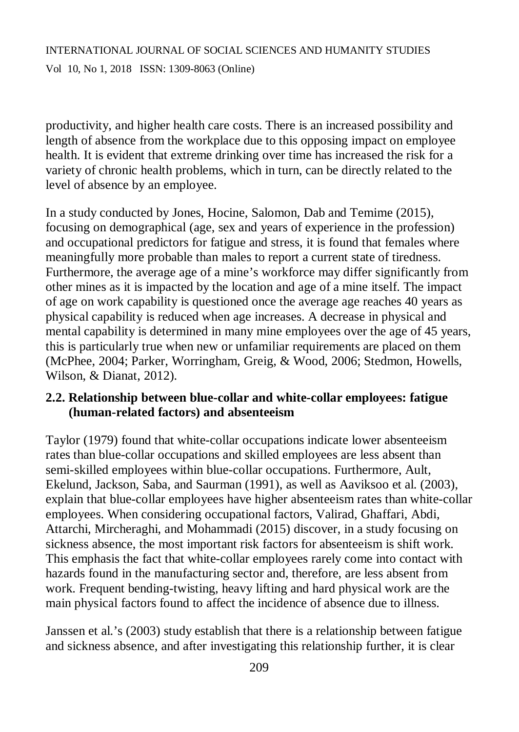productivity, and higher health care costs. There is an increased possibility and length of absence from the workplace due to this opposing impact on employee health. It is evident that extreme drinking over time has increased the risk for a variety of chronic health problems, which in turn, can be directly related to the level of absence by an employee.

In a study conducted by Jones, Hocine, Salomon, Dab and Temime (2015), focusing on demographical (age, sex and years of experience in the profession) and occupational predictors for fatigue and stress, it is found that females where meaningfully more probable than males to report a current state of tiredness. Furthermore, the average age of a mine's workforce may differ significantly from other mines as it is impacted by the location and age of a mine itself. The impact of age on work capability is questioned once the average age reaches 40 years as physical capability is reduced when age increases. A decrease in physical and mental capability is determined in many mine employees over the age of 45 years, this is particularly true when new or unfamiliar requirements are placed on them (McPhee, 2004; Parker, Worringham, Greig, & Wood, 2006; Stedmon, Howells, Wilson, & Dianat, 2012).

## 2.2. Relationship between blue-collar and white-collar employees: fatigue (human-related factors) and absenteeism

Taylor (1979) found that white-collar occupations indicate lower absenteeism rates than blue-collar occupations and skilled employees are less absent than semi-skilled employees within blue-collar occupations. Furthermore, Ault, Ekelund, Jackson, Saba, and Saurman (1991), as well as Aaviksoo et al. (2003), explain that blue-collar employees have higher absenteeism rates than white-collar employees. When considering occupational factors, Valirad, Ghaffari, Abdi, Attarchi, Mircheraghi, and Mohammadi (2015) discover, in a study focusing on sickness absence, the most important risk factors for absenteeism is shift work. This emphasis the fact that white-collar employees rarely come into contact with hazards found in the manufacturing sector and, therefore, are less absent from work. Frequent bending-twisting, heavy lifting and hard physical work are the main physical factors found to affect the incidence of absence due to illness.

Janssen et al.'s (2003) study establish that there is a relationship between fatigue and sickness absence, and after investigating this relationship further, it is clear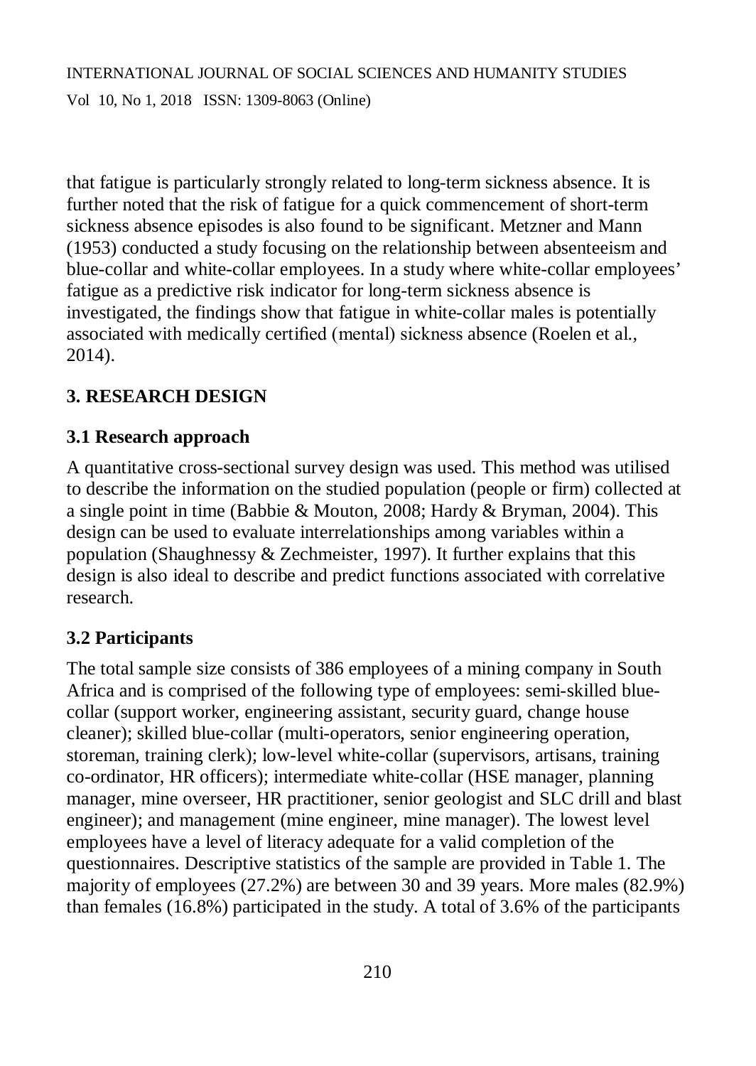that fatigue is particularly strongly related to long-term sickness absence. It is further noted that the risk of fatigue for a quick commencement of short-term sickness absence episodes is also found to be significant. Metzner and Mann (1953) conducted a study focusing on the relationship between absenteeism and blue-collar and white-collar employees. In a study where white-collar employees' fatigue as a predictive risk indicator for long-term sickness absence is investigated, the findings show that fatigue in white-collar males is potentially associated with medically certified (mental) sickness absence (Roelen et al., 2014).

## 3. RESEARCH DESIGN

### 3.1 Research approach

A quantitative cross-sectional survey design was used. This method was utilised to describe the information on the studied population (people or firm) collected at a single point in time (Babbie & Mouton, 2008; Hardy & Bryman, 2004). This design can be used to evaluate interrelationships among variables within a population (Shaughnessy & Zechmeister, 1997). It further explains that this design is also ideal to describe and predict functions associated with correlative research.

### 3.2 Participants

The total sample size consists of 386 employees of a mining company in South Africa and is comprised of the following type of employees: semi-skilled blue-collar (support worker, engineering assistant, security guard, change house cleaner); skilled blue-collar (multi-operators, senior engineering operation, storeman, training clerk); low-level white-collar (supervisors, artisans, training co-ordinator, HR officers); intermediate white-collar (HSE manager, planning manager, mine overseer, HR practitioner, senior geologist and SLC drill and blast engineer); and management (mine engineer, mine manager). The lowest level employees have a level of literacy adequate for a valid completion of the questionnaires. Descriptive statistics of the sample are provided in Table 1. The majority of employees (27.2%) are between 30 and 39 years. More males (82.9%) than females (16.8%) participated in the study. A total of 3.6% of the participants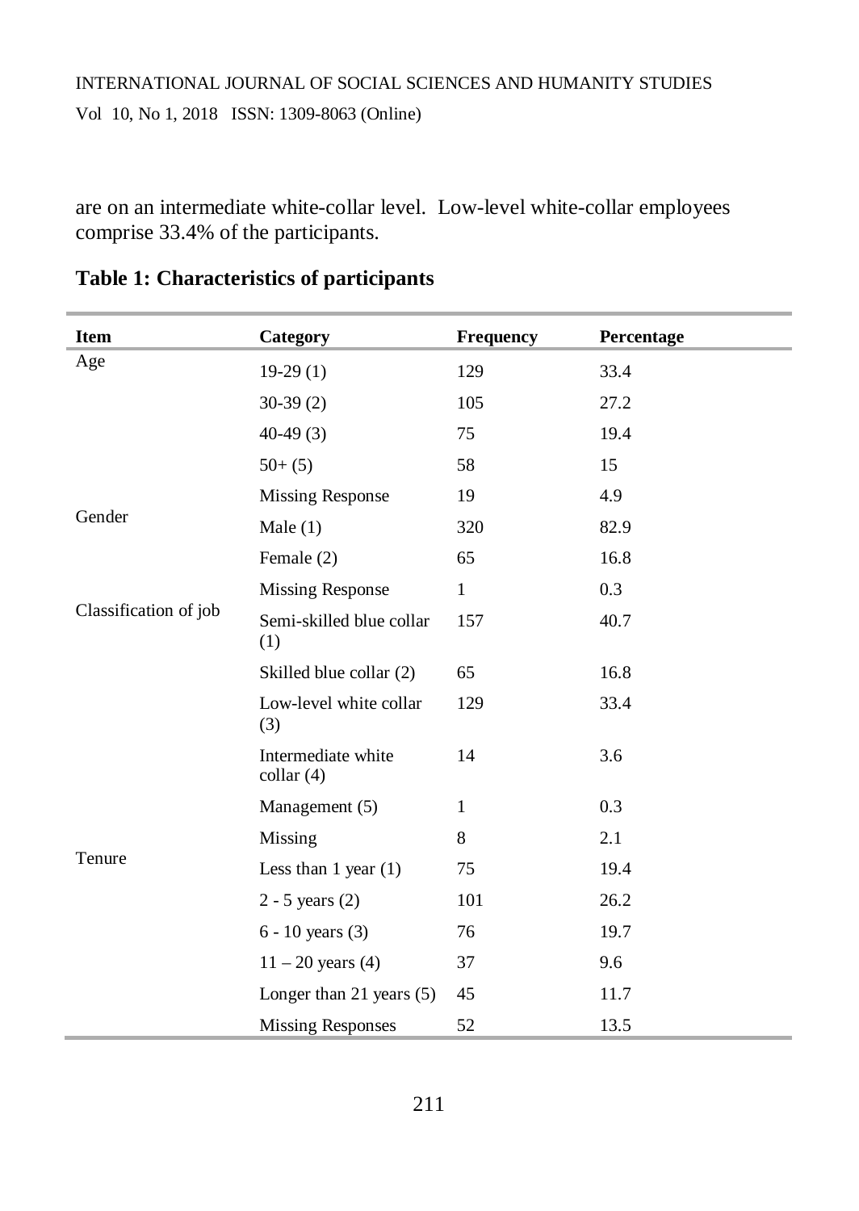are on an intermediate white-collar level. Low-level white-collar employees comprise 33.4% of the participants.

**Table 1: Characteristics of participants**

| Item | Category | Frequency | Percentage |
|---|---|---|---|
| Age | 19-29 (1) | 129 | 33.4 |
| | 30-39 (2) | 105 | 27.2 |
| | 40-49 (3) | 75 | 19.4 |
| | 50+ (5) | 58 | 15 |
| | Missing Response | 19 | 4.9 |
| Gender | Male (1) | 320 | 82.9 |
| | Female (2) | 65 | 16.8 |
| | Missing Response | 1 | 0.3 |
| Classification of job | Semi-skilled blue collar (1) | 157 | 40.7 |
| | Skilled blue collar (2) | 65 | 16.8 |
| | Low-level white collar (3) | 129 | 33.4 |
| | Intermediate white collar (4) | 14 | 3.6 |
| | Management (5) | 1 | 0.3 |
| | Missing | 8 | 2.1 |
| Tenure | Less than 1 year (1) | 75 | 19.4 |
| | 2 - 5 years (2) | 101 | 26.2 |
| | 6 - 10 years (3) | 76 | 19.7 |
| | 11 – 20 years (4) | 37 | 9.6 |
| | Longer than 21 years (5) | 45 | 11.7 |
| | Missing Responses | 52 | 13.5 |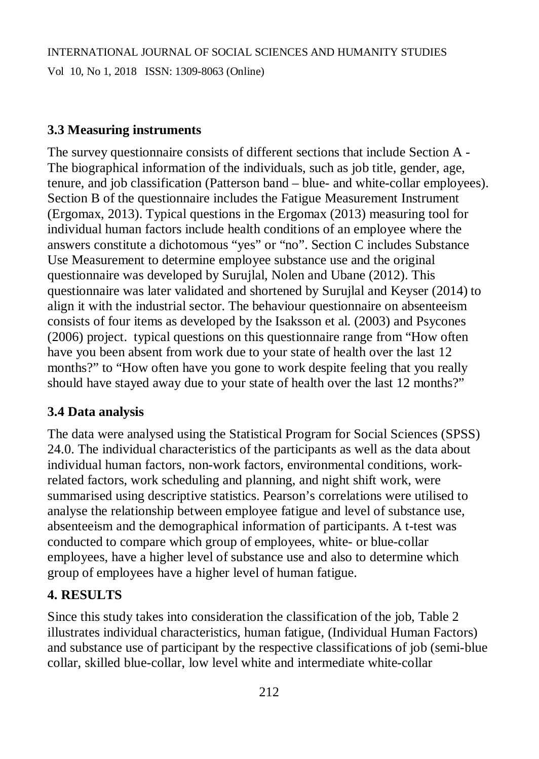### 3.3 Measuring instruments

The survey questionnaire consists of different sections that include Section A - The biographical information of the individuals, such as job title, gender, age, tenure, and job classification (Patterson band – blue- and white-collar employees). Section B of the questionnaire includes the Fatigue Measurement Instrument (Ergomax, 2013). Typical questions in the Ergomax (2013) measuring tool for individual human factors include health conditions of an employee where the answers constitute a dichotomous "yes" or "no". Section C includes Substance Use Measurement to determine employee substance use and the original questionnaire was developed by Surujlal, Nolen and Ubane (2012). This questionnaire was later validated and shortened by Surujlal and Keyser (2014) to align it with the industrial sector. The behaviour questionnaire on absenteeism consists of four items as developed by the Isaksson et al. (2003) and Psycones (2006) project. typical questions on this questionnaire range from "How often have you been absent from work due to your state of health over the last 12 months?" to "How often have you gone to work despite feeling that you really should have stayed away due to your state of health over the last 12 months?"

### 3.4 Data analysis

The data were analysed using the Statistical Program for Social Sciences (SPSS) 24.0. The individual characteristics of the participants as well as the data about individual human factors, non-work factors, environmental conditions, work-related factors, work scheduling and planning, and night shift work, were summarised using descriptive statistics. Pearson's correlations were utilised to analyse the relationship between employee fatigue and level of substance use, absenteeism and the demographical information of participants. A t-test was conducted to compare which group of employees, white- or blue-collar employees, have a higher level of substance use and also to determine which group of employees have a higher level of human fatigue.

## 4. RESULTS

Since this study takes into consideration the classification of the job, Table 2 illustrates individual characteristics, human fatigue, (Individual Human Factors) and substance use of participant by the respective classifications of job (semi-blue collar, skilled blue-collar, low level white and intermediate white-collar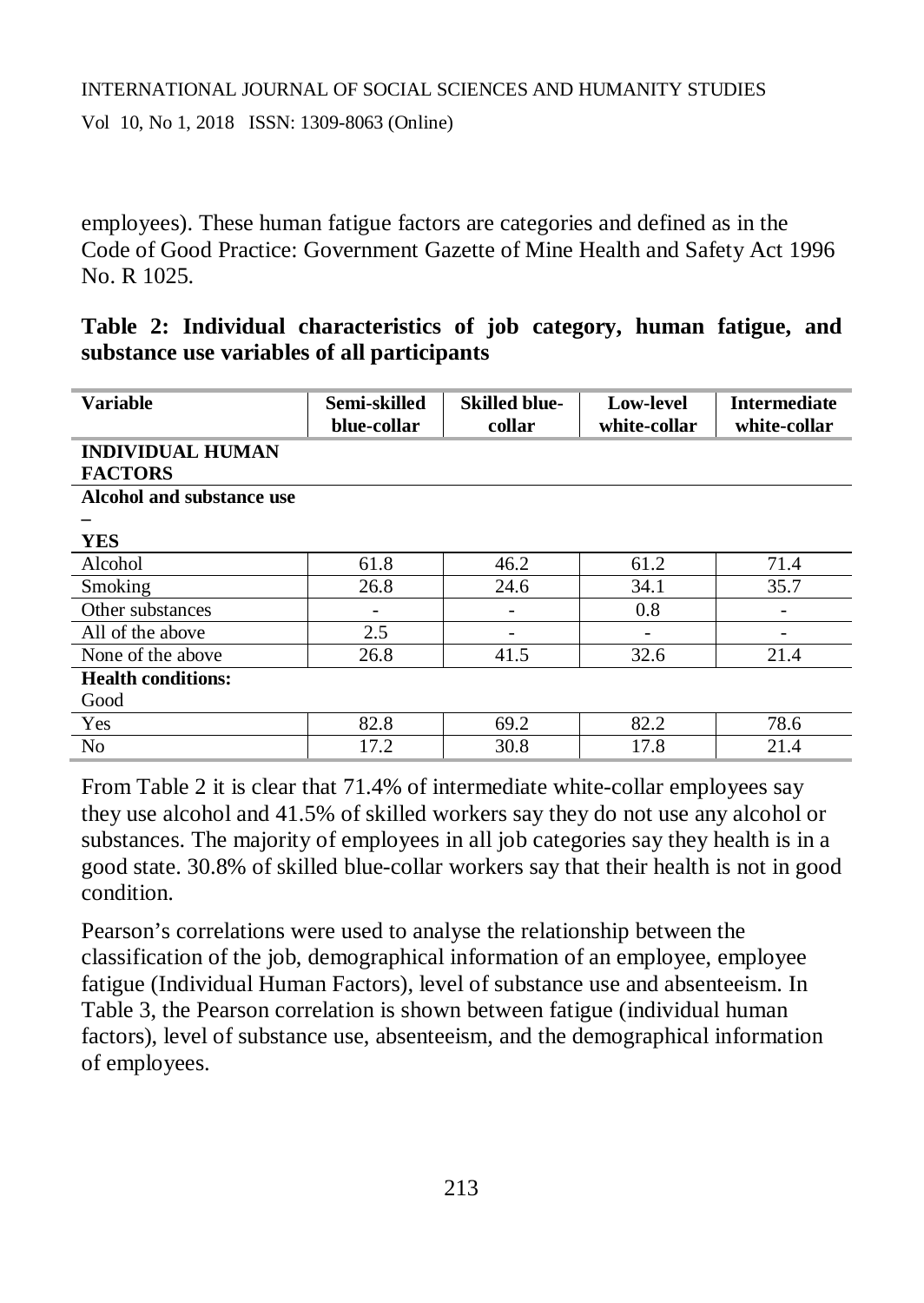employees). These human fatigue factors are categories and defined as in the Code of Good Practice: Government Gazette of Mine Health and Safety Act 1996 No. R 1025.

**Table 2: Individual characteristics of job category, human fatigue, and substance use variables of all participants**

| Variable | Semi-skilled blue-collar | Skilled blue-collar | Low-level white-collar | Intermediate white-collar |
|---|---|---|---|---|
| **INDIVIDUAL HUMAN FACTORS** | | | | |
| **Alcohol and substance use – YES** | | | | |
| Alcohol | 61.8 | 46.2 | 61.2 | 71.4 |
| Smoking | 26.8 | 24.6 | 34.1 | 35.7 |
| Other substances | - | - | 0.8 | - |
| All of the above | 2.5 | - | - | - |
| None of the above | 26.8 | 41.5 | 32.6 | 21.4 |
| **Health conditions:** Good | | | | |
| Yes | 82.8 | 69.2 | 82.2 | 78.6 |
| No | 17.2 | 30.8 | 17.8 | 21.4 |

From Table 2 it is clear that 71.4% of intermediate white-collar employees say they use alcohol and 41.5% of skilled workers say they do not use any alcohol or substances. The majority of employees in all job categories say they health is in a good state. 30.8% of skilled blue-collar workers say that their health is not in good condition.

Pearson's correlations were used to analyse the relationship between the classification of the job, demographical information of an employee, employee fatigue (Individual Human Factors), level of substance use and absenteeism. In Table 3, the Pearson correlation is shown between fatigue (individual human factors), level of substance use, absenteeism, and the demographical information of employees.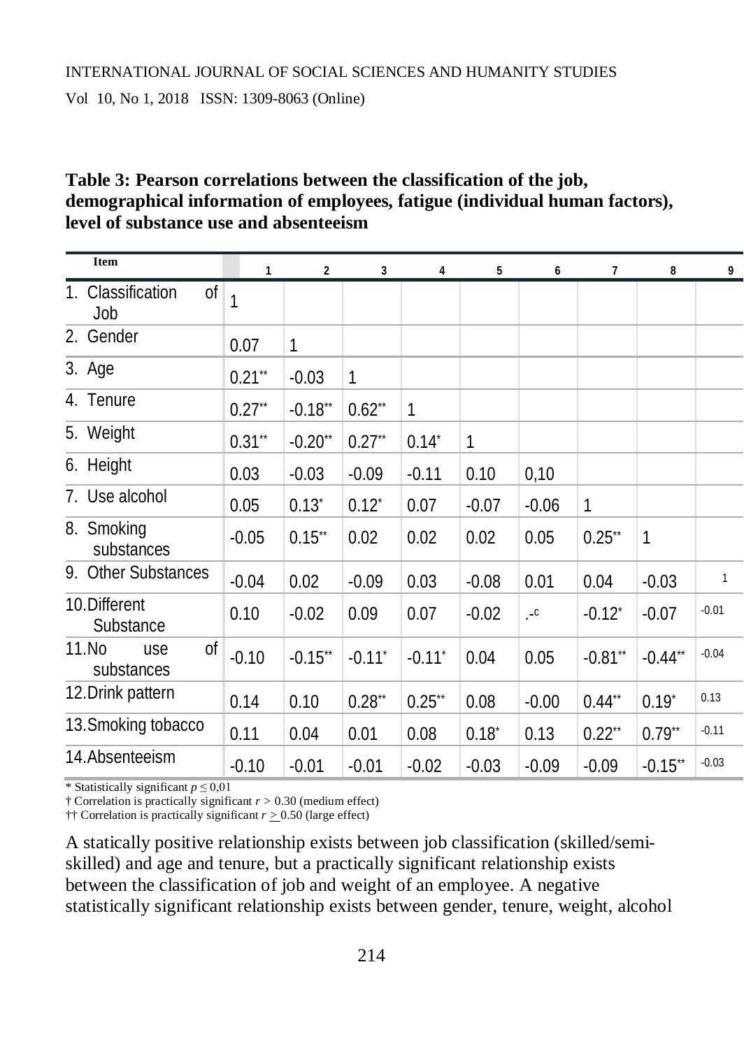**Table 3: Pearson correlations between the classification of the job, demographical information of employees, fatigue (individual human factors), level of substance use and absenteeism**

| Item | 1 | 2 | 3 | 4 | 5 | 6 | 7 | 8 | 9 |
|---|---|---|---|---|---|---|---|---|---|
| 1. Classification of Job | 1 | | | | | | | | |
| 2. Gender | 0.07 | 1 | | | | | | | |
| 3. Age | 0.21** | -0.03 | 1 | | | | | | |
| 4. Tenure | 0.27** | -0.18** | 0.62** | 1 | | | | | |
| 5. Weight | 0.31** | -0.20** | 0.27** | 0.14* | 1 | | | | |
| 6. Height | 0.03 | -0.03 | -0.09 | -0.11 | 0.10 | 0,10 | | | |
| 7. Use alcohol | 0.05 | 0.13* | 0.12* | 0.07 | -0.07 | -0.06 | 1 | | |
| 8. Smoking substances | -0.05 | 0.15** | 0.02 | 0.02 | 0.02 | 0.05 | 0.25** | 1 | |
| 9. Other Substances | -0.04 | 0.02 | -0.09 | 0.03 | -0.08 | 0.01 | 0.04 | -0.03 | 1 |
| 10. Different Substance | 0.10 | -0.02 | 0.09 | 0.07 | -0.02 | .-c | -0.12* | -0.07 | -0.01 |
| 11. No use of substances | -0.10 | -0.15** | -0.11* | -0.11* | 0.04 | 0.05 | -0.81** | -0.44** | -0.04 |
| 12. Drink pattern | 0.14 | 0.10 | 0.28** | 0.25** | 0.08 | -0.00 | 0.44** | 0.19* | 0.13 |
| 13. Smoking tobacco | 0.11 | 0.04 | 0.01 | 0.08 | 0.18* | 0.13 | 0.22** | 0.79** | -0.11 |
| 14. Absenteeism | -0.10 | -0.01 | -0.01 | -0.02 | -0.03 | -0.09 | -0.09 | -0.15** | -0.03 |

\* Statistically significant $p \leq 0{,}01$
† Correlation is practically significant $r > 0.30$ (medium effect)
†† Correlation is practically significant $r \geq 0.50$ (large effect)

A statically positive relationship exists between job classification (skilled/semi-skilled) and age and tenure, but a practically significant relationship exists between the classification of job and weight of an employee. A negative statistically significant relationship exists between gender, tenure, weight, alcohol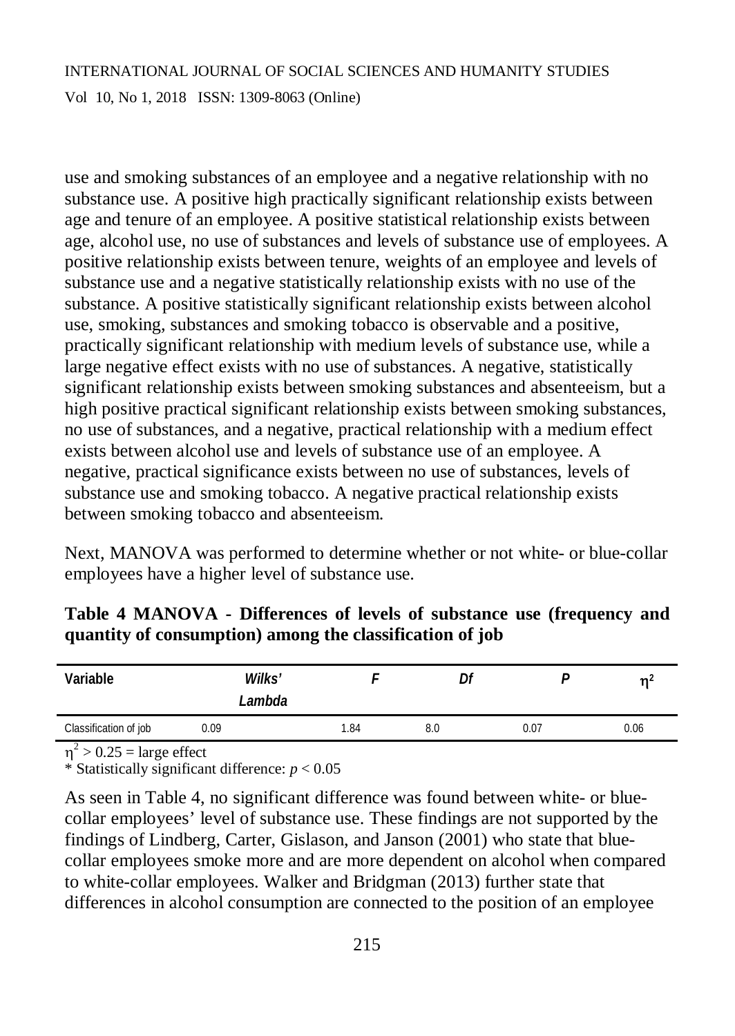use and smoking substances of an employee and a negative relationship with no substance use. A positive high practically significant relationship exists between age and tenure of an employee. A positive statistical relationship exists between age, alcohol use, no use of substances and levels of substance use of employees. A positive relationship exists between tenure, weights of an employee and levels of substance use and a negative statistically relationship exists with no use of the substance. A positive statistically significant relationship exists between alcohol use, smoking, substances and smoking tobacco is observable and a positive, practically significant relationship with medium levels of substance use, while a large negative effect exists with no use of substances. A negative, statistically significant relationship exists between smoking substances and absenteeism, but a high positive practical significant relationship exists between smoking substances, no use of substances, and a negative, practical relationship with a medium effect exists between alcohol use and levels of substance use of an employee. A negative, practical significance exists between no use of substances, levels of substance use and smoking tobacco. A negative practical relationship exists between smoking tobacco and absenteeism.

Next, MANOVA was performed to determine whether or not white- or blue-collar employees have a higher level of substance use.

**Table 4 MANOVA - Differences of levels of substance use (frequency and quantity of consumption) among the classification of job**

| Variable | *Wilks' Lambda* | *F* | *Df* | *P* | $\eta^2$ |
|---|---|---|---|---|---|
| Classification of job | 0.09 | 1.84 | 8.0 | 0.07 | 0.06 |

$\eta^2 > 0.25$ = large effect
\* Statistically significant difference: $p < 0.05$

As seen in Table 4, no significant difference was found between white- or blue-collar employees' level of substance use. These findings are not supported by the findings of Lindberg, Carter, Gislason, and Janson (2001) who state that blue-collar employees smoke more and are more dependent on alcohol when compared to white-collar employees. Walker and Bridgman (2013) further state that differences in alcohol consumption are connected to the position of an employee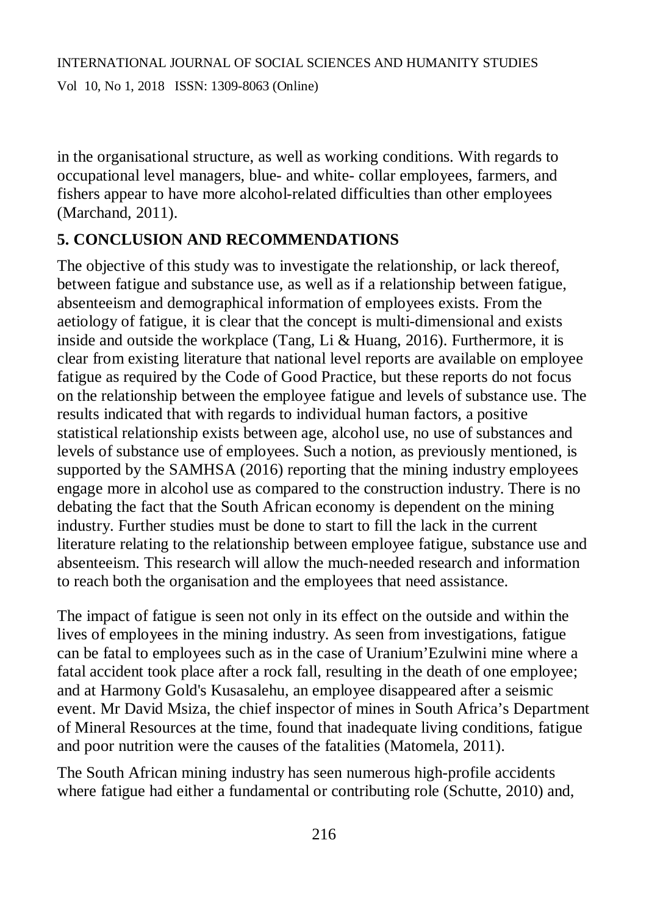in the organisational structure, as well as working conditions. With regards to occupational level managers, blue- and white- collar employees, farmers, and fishers appear to have more alcohol-related difficulties than other employees (Marchand, 2011).

## 5. CONCLUSION AND RECOMMENDATIONS

The objective of this study was to investigate the relationship, or lack thereof, between fatigue and substance use, as well as if a relationship between fatigue, absenteeism and demographical information of employees exists. From the aetiology of fatigue, it is clear that the concept is multi-dimensional and exists inside and outside the workplace (Tang, Li & Huang, 2016). Furthermore, it is clear from existing literature that national level reports are available on employee fatigue as required by the Code of Good Practice, but these reports do not focus on the relationship between the employee fatigue and levels of substance use. The results indicated that with regards to individual human factors, a positive statistical relationship exists between age, alcohol use, no use of substances and levels of substance use of employees. Such a notion, as previously mentioned, is supported by the SAMHSA (2016) reporting that the mining industry employees engage more in alcohol use as compared to the construction industry. There is no debating the fact that the South African economy is dependent on the mining industry. Further studies must be done to start to fill the lack in the current literature relating to the relationship between employee fatigue, substance use and absenteeism. This research will allow the much-needed research and information to reach both the organisation and the employees that need assistance.

The impact of fatigue is seen not only in its effect on the outside and within the lives of employees in the mining industry. As seen from investigations, fatigue can be fatal to employees such as in the case of Uranium'Ezulwini mine where a fatal accident took place after a rock fall, resulting in the death of one employee; and at Harmony Gold's Kusasalehu, an employee disappeared after a seismic event. Mr David Msiza, the chief inspector of mines in South Africa's Department of Mineral Resources at the time, found that inadequate living conditions, fatigue and poor nutrition were the causes of the fatalities (Matomela, 2011).

The South African mining industry has seen numerous high-profile accidents where fatigue had either a fundamental or contributing role (Schutte, 2010) and,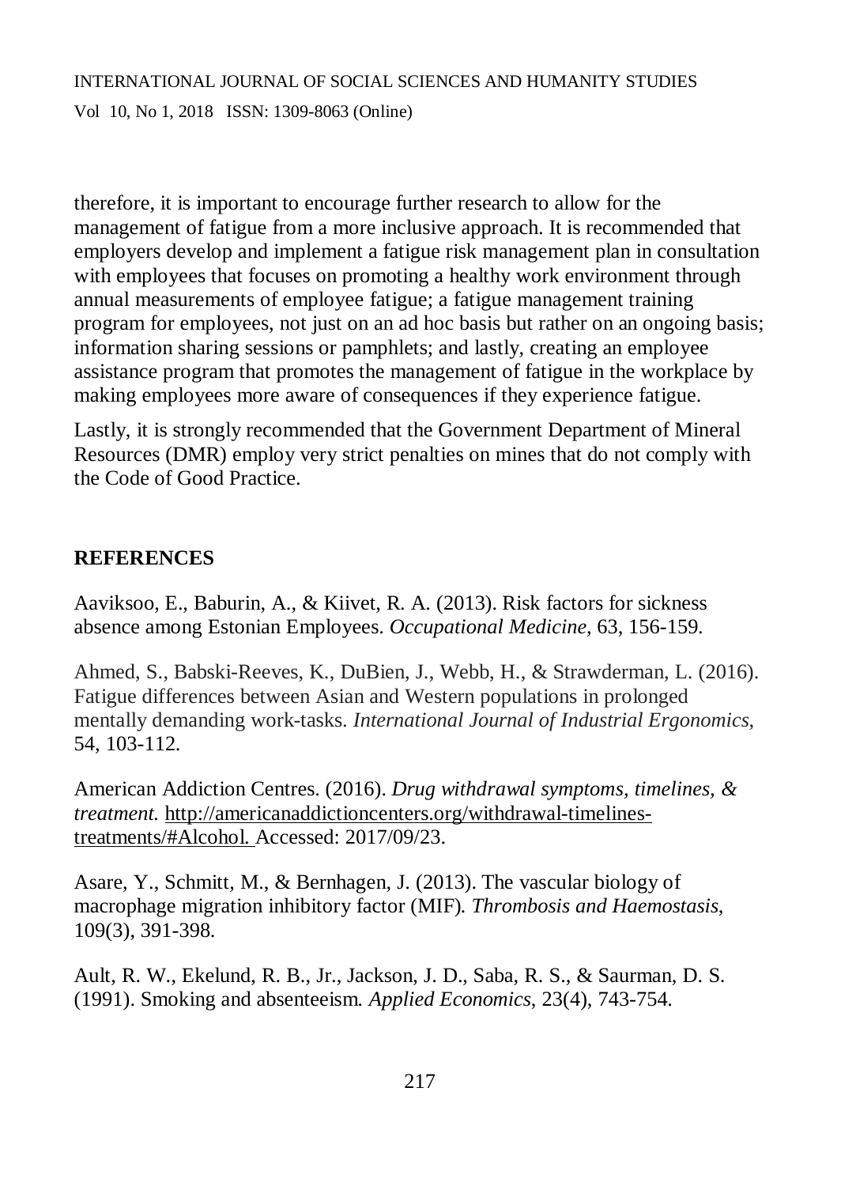therefore, it is important to encourage further research to allow for the management of fatigue from a more inclusive approach. It is recommended that employers develop and implement a fatigue risk management plan in consultation with employees that focuses on promoting a healthy work environment through annual measurements of employee fatigue; a fatigue management training program for employees, not just on an ad hoc basis but rather on an ongoing basis; information sharing sessions or pamphlets; and lastly, creating an employee assistance program that promotes the management of fatigue in the workplace by making employees more aware of consequences if they experience fatigue.

Lastly, it is strongly recommended that the Government Department of Mineral Resources (DMR) employ very strict penalties on mines that do not comply with the Code of Good Practice.

## REFERENCES

Aaviksoo, E., Baburin, A., & Kiivet, R. A. (2013). Risk factors for sickness absence among Estonian Employees. *Occupational Medicine*, 63, 156-159.

Ahmed, S., Babski-Reeves, K., DuBien, J., Webb, H., & Strawderman, L. (2016). Fatigue differences between Asian and Western populations in prolonged mentally demanding work-tasks. *International Journal of Industrial Ergonomics*, 54, 103-112.

American Addiction Centres. (2016). *Drug withdrawal symptoms, timelines, & treatment.* http://americanaddictioncenters.org/withdrawal-timelines-treatments/#Alcohol. Accessed: 2017/09/23.

Asare, Y., Schmitt, M., & Bernhagen, J. (2013). The vascular biology of macrophage migration inhibitory factor (MIF). *Thrombosis and Haemostasis*, 109(3), 391-398.

Ault, R. W., Ekelund, R. B., Jr., Jackson, J. D., Saba, R. S., & Saurman, D. S. (1991). Smoking and absenteeism. *Applied Economics*, 23(4), 743-754.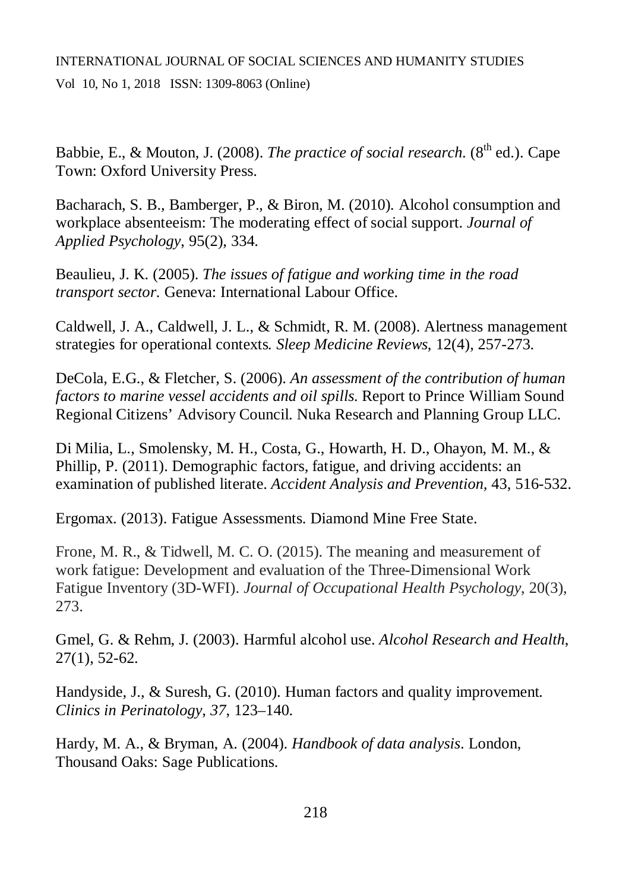Babbie, E., & Mouton, J. (2008). *The practice of social research.* ($8^{th}$ ed.). Cape Town: Oxford University Press.

Bacharach, S. B., Bamberger, P., & Biron, M. (2010). Alcohol consumption and workplace absenteeism: The moderating effect of social support. *Journal of Applied Psychology*, 95(2), 334.

Beaulieu, J. K. (2005). *The issues of fatigue and working time in the road transport sector.* Geneva: International Labour Office.

Caldwell, J. A., Caldwell, J. L., & Schmidt, R. M. (2008). Alertness management strategies for operational contexts. *Sleep Medicine Reviews*, 12(4), 257-273.

DeCola, E.G., & Fletcher, S. (2006). *An assessment of the contribution of human factors to marine vessel accidents and oil spills.* Report to Prince William Sound Regional Citizens' Advisory Council. Nuka Research and Planning Group LLC.

Di Milia, L., Smolensky, M. H., Costa, G., Howarth, H. D., Ohayon, M. M., & Phillip, P. (2011). Demographic factors, fatigue, and driving accidents: an examination of published literate. *Accident Analysis and Prevention*, 43, 516-532.

Ergomax. (2013). Fatigue Assessments. Diamond Mine Free State.

Frone, M. R., & Tidwell, M. C. O. (2015). The meaning and measurement of work fatigue: Development and evaluation of the Three-Dimensional Work Fatigue Inventory (3D-WFI). *Journal of Occupational Health Psychology*, 20(3), 273.

Gmel, G. & Rehm, J. (2003). Harmful alcohol use. *Alcohol Research and Health*, 27(1), 52-62.

Handyside, J., & Suresh, G. (2010). Human factors and quality improvement. *Clinics in Perinatology, 37*, 123–140.

Hardy, M. A., & Bryman, A. (2004). *Handbook of data analysis*. London, Thousand Oaks: Sage Publications.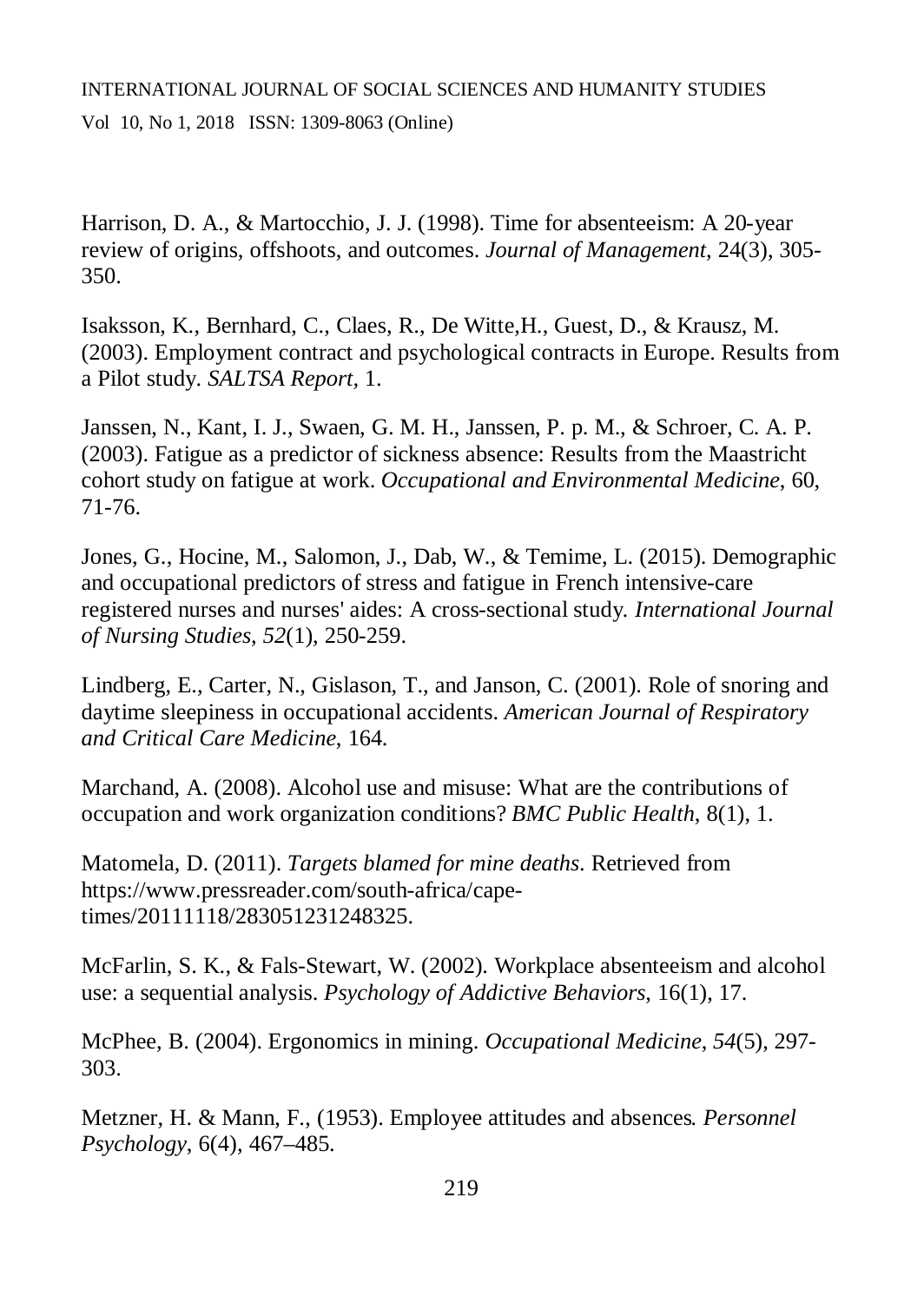Harrison, D. A., & Martocchio, J. J. (1998). Time for absenteeism: A 20-year review of origins, offshoots, and outcomes. *Journal of Management*, 24(3), 305-350.

Isaksson, K., Bernhard, C., Claes, R., De Witte,H., Guest, D., & Krausz, M. (2003). Employment contract and psychological contracts in Europe. Results from a Pilot study. *SALTSA Report*, 1.

Janssen, N., Kant, I. J., Swaen, G. M. H., Janssen, P. p. M., & Schroer, C. A. P. (2003). Fatigue as a predictor of sickness absence: Results from the Maastricht cohort study on fatigue at work. *Occupational and Environmental Medicine*, 60, 71-76.

Jones, G., Hocine, M., Salomon, J., Dab, W., & Temime, L. (2015). Demographic and occupational predictors of stress and fatigue in French intensive-care registered nurses and nurses' aides: A cross-sectional study. *International Journal of Nursing Studies*, *52*(1), 250-259.

Lindberg, E., Carter, N., Gislason, T., and Janson, C. (2001). Role of snoring and daytime sleepiness in occupational accidents. *American Journal of Respiratory and Critical Care Medicine*, 164.

Marchand, A. (2008). Alcohol use and misuse: What are the contributions of occupation and work organization conditions? *BMC Public Health*, 8(1), 1.

Matomela, D. (2011). *Targets blamed for mine deaths*. Retrieved from https://www.pressreader.com/south-africa/cape-times/20111118/283051231248325.

McFarlin, S. K., & Fals-Stewart, W. (2002). Workplace absenteeism and alcohol use: a sequential analysis. *Psychology of Addictive Behaviors*, 16(1), 17.

McPhee, B. (2004). Ergonomics in mining. *Occupational Medicine*, *54*(5), 297-303.

Metzner, H. & Mann, F., (1953). Employee attitudes and absences*. Personnel Psychology*, 6(4), 467–485.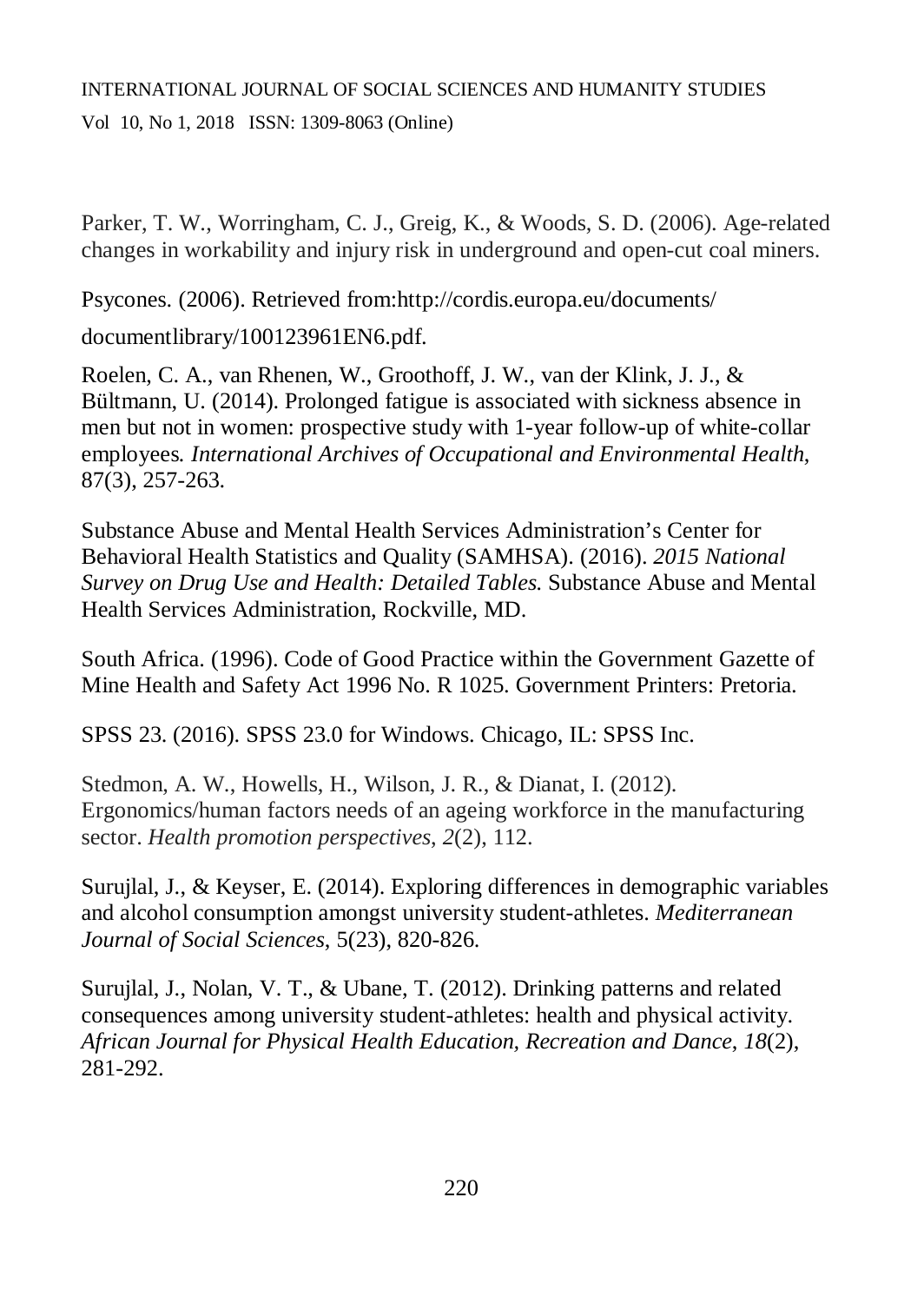Parker, T. W., Worringham, C. J., Greig, K., & Woods, S. D. (2006). Age-related changes in workability and injury risk in underground and open-cut coal miners.

Psycones. (2006). Retrieved from:http://cordis.europa.eu/documents/ documentlibrary/100123961EN6.pdf.

Roelen, C. A., van Rhenen, W., Groothoff, J. W., van der Klink, J. J., & Bültmann, U. (2014). Prolonged fatigue is associated with sickness absence in men but not in women: prospective study with 1-year follow-up of white-collar employees. *International Archives of Occupational and Environmental Health*, 87(3), 257-263.

Substance Abuse and Mental Health Services Administration's Center for Behavioral Health Statistics and Quality (SAMHSA). (2016). *2015 National Survey on Drug Use and Health: Detailed Tables.* Substance Abuse and Mental Health Services Administration, Rockville, MD.

South Africa. (1996). Code of Good Practice within the Government Gazette of Mine Health and Safety Act 1996 No. R 1025. Government Printers: Pretoria.

SPSS 23. (2016). SPSS 23.0 for Windows. Chicago, IL: SPSS Inc.

Stedmon, A. W., Howells, H., Wilson, J. R., & Dianat, I. (2012). Ergonomics/human factors needs of an ageing workforce in the manufacturing sector. *Health promotion perspectives*, *2*(2), 112.

Surujlal, J., & Keyser, E. (2014). Exploring differences in demographic variables and alcohol consumption amongst university student-athletes. *Mediterranean Journal of Social Sciences*, 5(23), 820-826.

Surujlal, J., Nolan, V. T., & Ubane, T. (2012). Drinking patterns and related consequences among university student-athletes: health and physical activity. *African Journal for Physical Health Education, Recreation and Dance*, *18*(2), 281-292.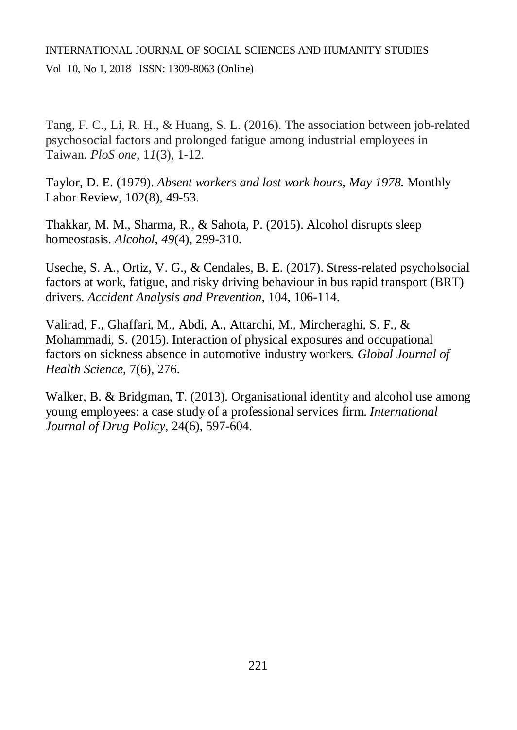Tang, F. C., Li, R. H., & Huang, S. L. (2016). The association between job-related psychosocial factors and prolonged fatigue among industrial employees in Taiwan. *PloS one*, 1*1*(3), 1-12.

Taylor, D. E. (1979). *Absent workers and lost work hours, May 1978.* Monthly Labor Review, 102(8), 49-53.

Thakkar, M. M., Sharma, R., & Sahota, P. (2015). Alcohol disrupts sleep homeostasis. *Alcohol*, *49*(4), 299-310.

Useche, S. A., Ortiz, V. G., & Cendales, B. E. (2017). Stress-related psycholsocial factors at work, fatigue, and risky driving behaviour in bus rapid transport (BRT) drivers. *Accident Analysis and Prevention*, 104, 106-114.

Valirad, F., Ghaffari, M., Abdi, A., Attarchi, M., Mircheraghi, S. F., & Mohammadi, S. (2015). Interaction of physical exposures and occupational factors on sickness absence in automotive industry workers. *Global Journal of Health Science*, 7(6), 276.

Walker, B. & Bridgman, T. (2013). Organisational identity and alcohol use among young employees: a case study of a professional services firm. *International Journal of Drug Policy*, 24(6), 597-604.